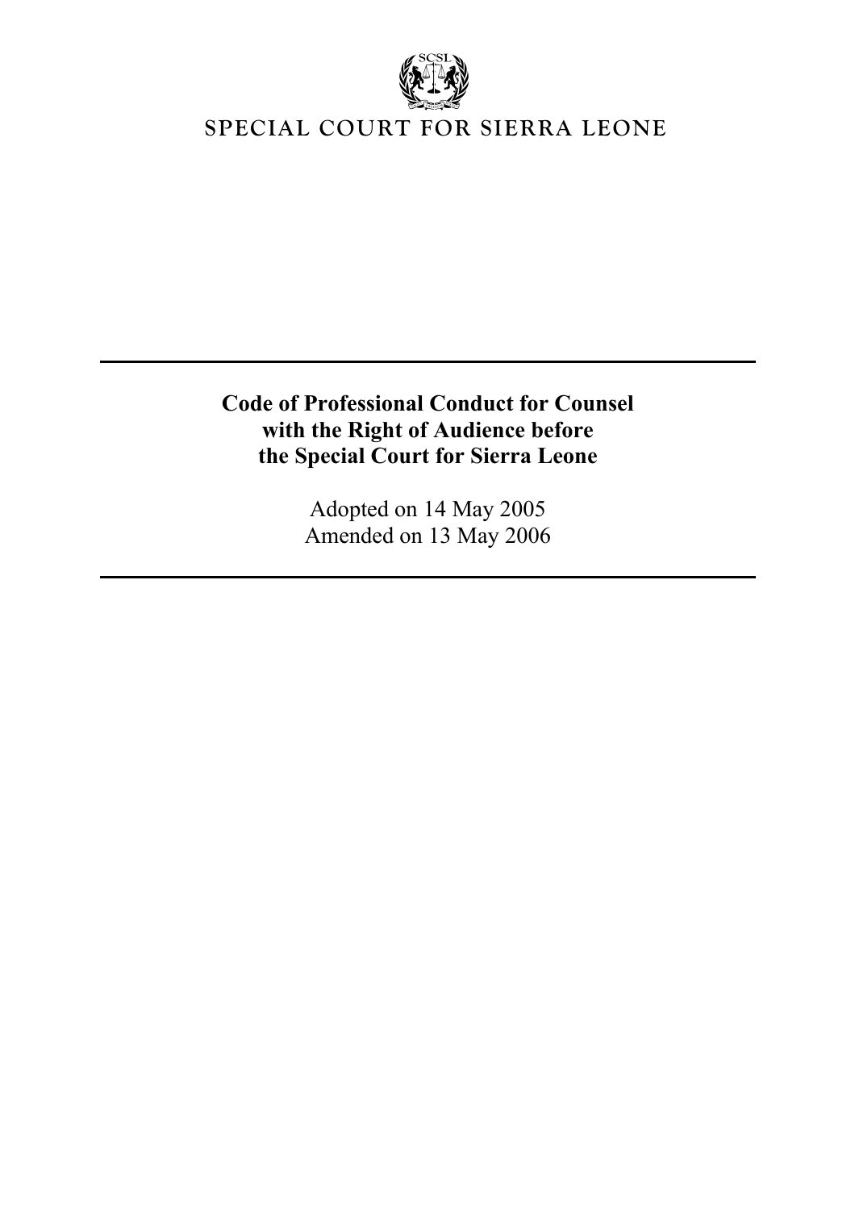SCSL

SPECIAL COURT FOR SIERRA LEONE

---

# Code of Professional Conduct for Counsel with the Right of Audience before the Special Court for Sierra Leone

Adopted on 14 May 2005
Amended on 13 May 2006

---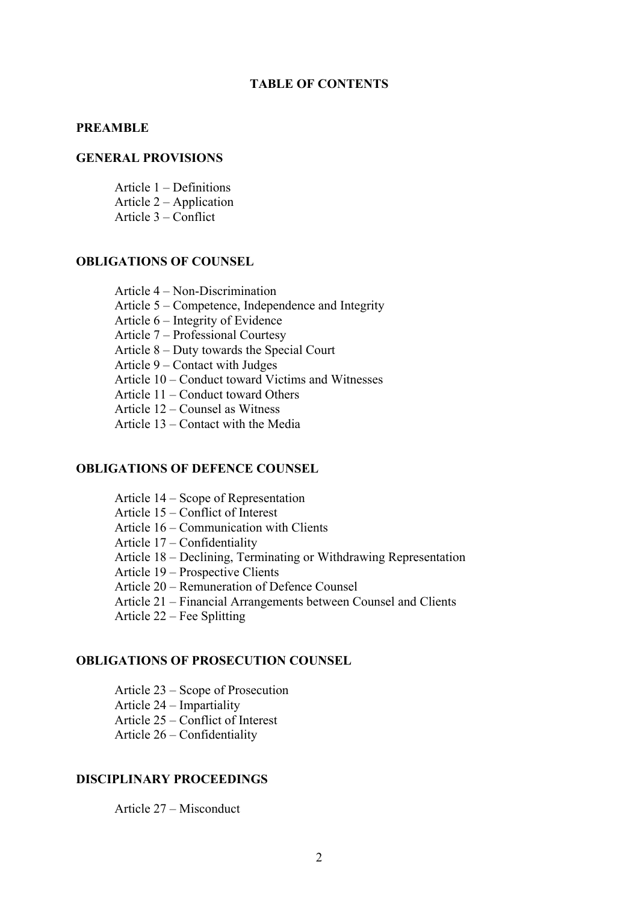# TABLE OF CONTENTS

## PREAMBLE

## GENERAL PROVISIONS

Article 1 – Definitions
Article 2 – Application
Article 3 – Conflict

## OBLIGATIONS OF COUNSEL

Article 4 – Non-Discrimination
Article 5 – Competence, Independence and Integrity
Article 6 – Integrity of Evidence
Article 7 – Professional Courtesy
Article 8 – Duty towards the Special Court
Article 9 – Contact with Judges
Article 10 – Conduct toward Victims and Witnesses
Article 11 – Conduct toward Others
Article 12 – Counsel as Witness
Article 13 – Contact with the Media

## OBLIGATIONS OF DEFENCE COUNSEL

Article 14 – Scope of Representation
Article 15 – Conflict of Interest
Article 16 – Communication with Clients
Article 17 – Confidentiality
Article 18 – Declining, Terminating or Withdrawing Representation
Article 19 – Prospective Clients
Article 20 – Remuneration of Defence Counsel
Article 21 – Financial Arrangements between Counsel and Clients
Article 22 – Fee Splitting

## OBLIGATIONS OF PROSECUTION COUNSEL

Article 23 – Scope of Prosecution
Article 24 – Impartiality
Article 25 – Conflict of Interest
Article 26 – Confidentiality

## DISCIPLINARY PROCEEDINGS

Article 27 – Misconduct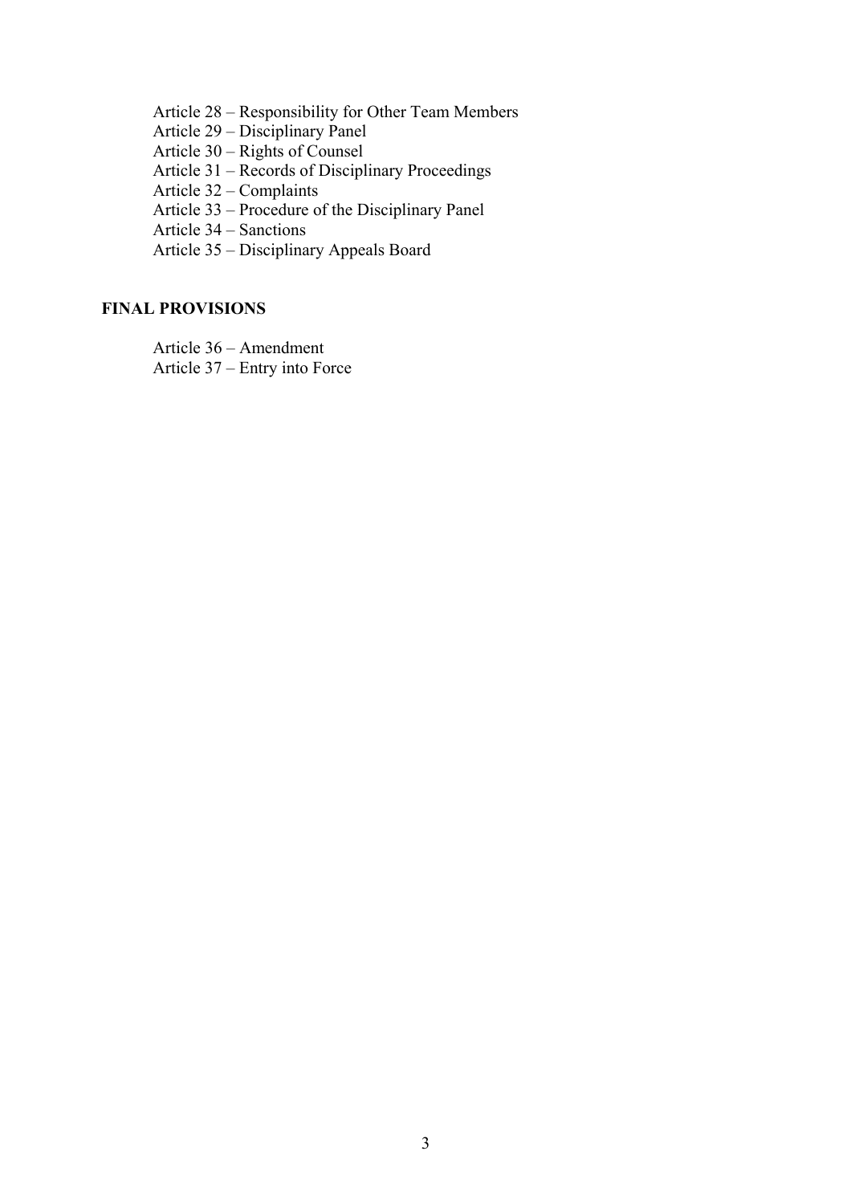Article 28 – Responsibility for Other Team Members
Article 29 – Disciplinary Panel
Article 30 – Rights of Counsel
Article 31 – Records of Disciplinary Proceedings
Article 32 – Complaints
Article 33 – Procedure of the Disciplinary Panel
Article 34 – Sanctions
Article 35 – Disciplinary Appeals Board

**FINAL PROVISIONS**

Article 36 – Amendment
Article 37 – Entry into Force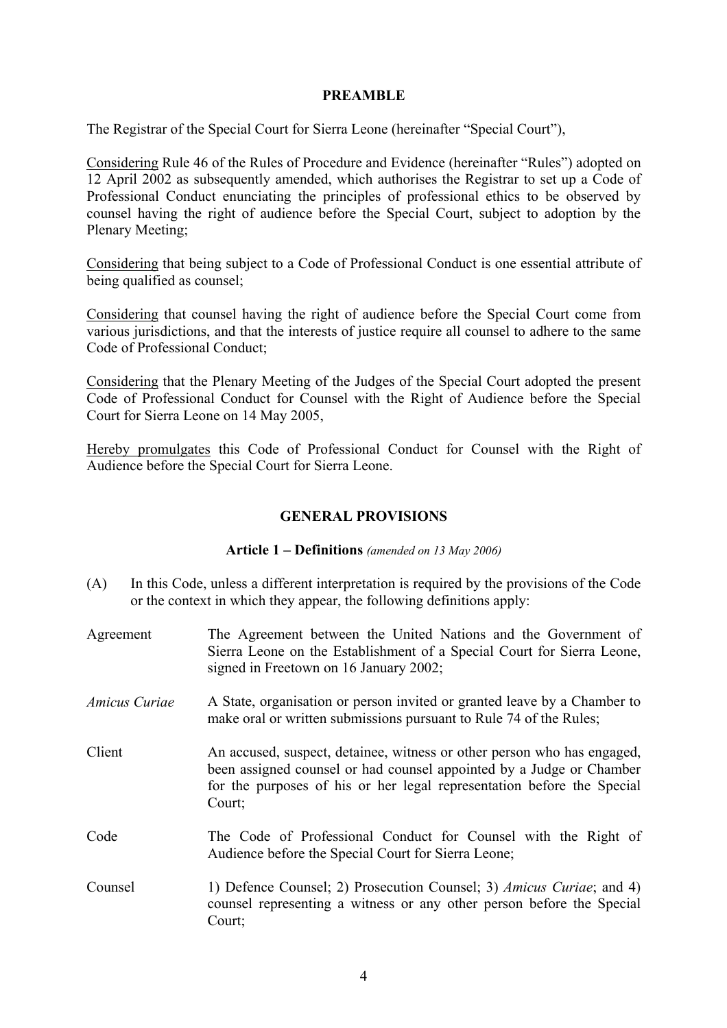## PREAMBLE

The Registrar of the Special Court for Sierra Leone (hereinafter "Special Court"),

<u>Considering</u> Rule 46 of the Rules of Procedure and Evidence (hereinafter "Rules") adopted on 12 April 2002 as subsequently amended, which authorises the Registrar to set up a Code of Professional Conduct enunciating the principles of professional ethics to be observed by counsel having the right of audience before the Special Court, subject to adoption by the Plenary Meeting;

<u>Considering</u> that being subject to a Code of Professional Conduct is one essential attribute of being qualified as counsel;

<u>Considering</u> that counsel having the right of audience before the Special Court come from various jurisdictions, and that the interests of justice require all counsel to adhere to the same Code of Professional Conduct;

<u>Considering</u> that the Plenary Meeting of the Judges of the Special Court adopted the present Code of Professional Conduct for Counsel with the Right of Audience before the Special Court for Sierra Leone on 14 May 2005,

<u>Hereby promulgates</u> this Code of Professional Conduct for Counsel with the Right of Audience before the Special Court for Sierra Leone.

## GENERAL PROVISIONS

### Article 1 – Definitions *(amended on 13 May 2006)*

(A) In this Code, unless a different interpretation is required by the provisions of the Code or the context in which they appear, the following definitions apply:

| | |
|---|---|
| Agreement | The Agreement between the United Nations and the Government of Sierra Leone on the Establishment of a Special Court for Sierra Leone, signed in Freetown on 16 January 2002; |
| *Amicus Curiae* | A State, organisation or person invited or granted leave by a Chamber to make oral or written submissions pursuant to Rule 74 of the Rules; |
| Client | An accused, suspect, detainee, witness or other person who has engaged, been assigned counsel or had counsel appointed by a Judge or Chamber for the purposes of his or her legal representation before the Special Court; |
| Code | The Code of Professional Conduct for Counsel with the Right of Audience before the Special Court for Sierra Leone; |
| Counsel | 1) Defence Counsel; 2) Prosecution Counsel; 3) *Amicus Curiae*; and 4) counsel representing a witness or any other person before the Special Court; |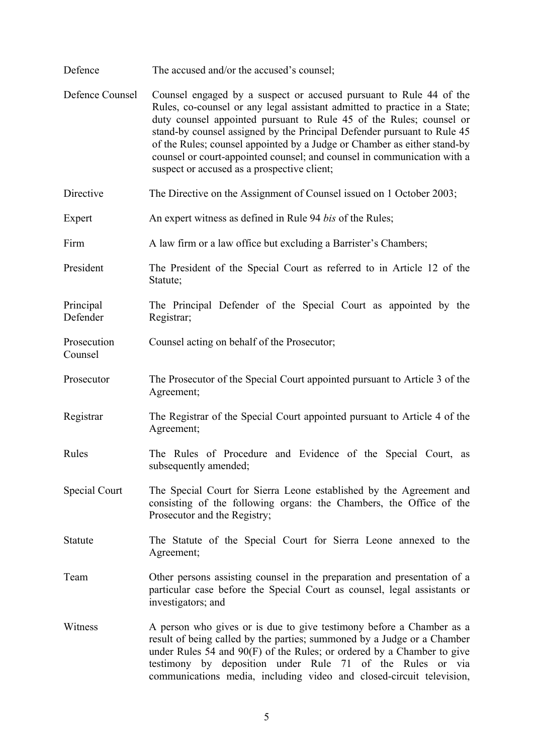| | |
|---|---|
| Defence | The accused and/or the accused's counsel; |
| Defence Counsel | Counsel engaged by a suspect or accused pursuant to Rule 44 of the Rules, co-counsel or any legal assistant admitted to practice in a State; duty counsel appointed pursuant to Rule 45 of the Rules; counsel or stand-by counsel assigned by the Principal Defender pursuant to Rule 45 of the Rules; counsel appointed by a Judge or Chamber as either stand-by counsel or court-appointed counsel; and counsel in communication with a suspect or accused as a prospective client; |
| Directive | The Directive on the Assignment of Counsel issued on 1 October 2003; |
| Expert | An expert witness as defined in Rule 94 *bis* of the Rules; |
| Firm | A law firm or a law office but excluding a Barrister's Chambers; |
| President | The President of the Special Court as referred to in Article 12 of the Statute; |
| Principal Defender | The Principal Defender of the Special Court as appointed by the Registrar; |
| Prosecution Counsel | Counsel acting on behalf of the Prosecutor; |
| Prosecutor | The Prosecutor of the Special Court appointed pursuant to Article 3 of the Agreement; |
| Registrar | The Registrar of the Special Court appointed pursuant to Article 4 of the Agreement; |
| Rules | The Rules of Procedure and Evidence of the Special Court, as subsequently amended; |
| Special Court | The Special Court for Sierra Leone established by the Agreement and consisting of the following organs: the Chambers, the Office of the Prosecutor and the Registry; |
| Statute | The Statute of the Special Court for Sierra Leone annexed to the Agreement; |
| Team | Other persons assisting counsel in the preparation and presentation of a particular case before the Special Court as counsel, legal assistants or investigators; and |
| Witness | A person who gives or is due to give testimony before a Chamber as a result of being called by the parties; summoned by a Judge or a Chamber under Rules 54 and 90(F) of the Rules; or ordered by a Chamber to give testimony by deposition under Rule 71 of the Rules or via communications media, including video and closed-circuit television, |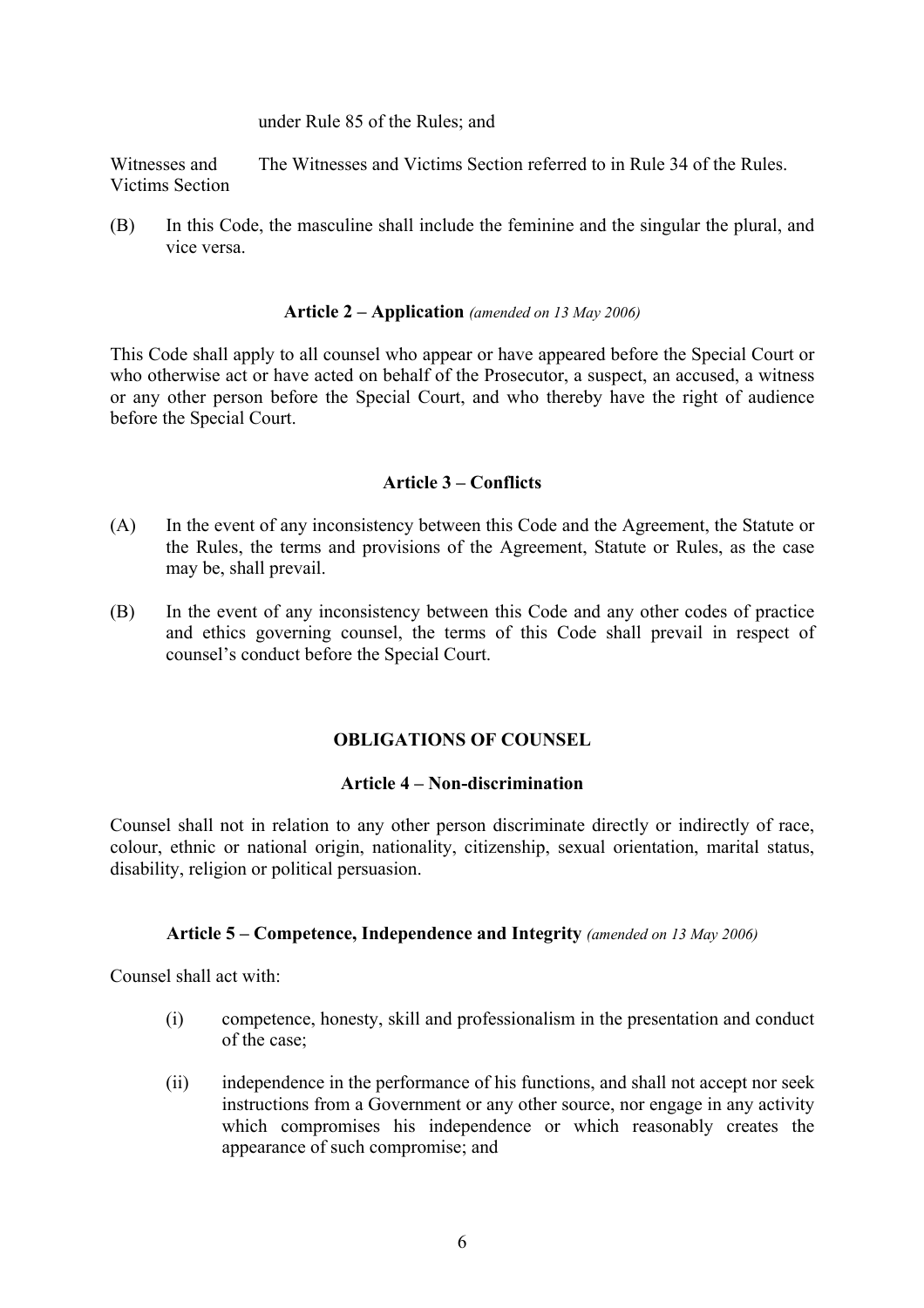under Rule 85 of the Rules; and

| | |
|---|---|
| Witnesses and Victims Section | The Witnesses and Victims Section referred to in Rule 34 of the Rules. |

(B) In this Code, the masculine shall include the feminine and the singular the plural, and vice versa.

### Article 2 – Application *(amended on 13 May 2006)*

This Code shall apply to all counsel who appear or have appeared before the Special Court or who otherwise act or have acted on behalf of the Prosecutor, a suspect, an accused, a witness or any other person before the Special Court, and who thereby have the right of audience before the Special Court.

### Article 3 – Conflicts

(A) In the event of any inconsistency between this Code and the Agreement, the Statute or the Rules, the terms and provisions of the Agreement, Statute or Rules, as the case may be, shall prevail.

(B) In the event of any inconsistency between this Code and any other codes of practice and ethics governing counsel, the terms of this Code shall prevail in respect of counsel's conduct before the Special Court.

## OBLIGATIONS OF COUNSEL

### Article 4 – Non-discrimination

Counsel shall not in relation to any other person discriminate directly or indirectly of race, colour, ethnic or national origin, nationality, citizenship, sexual orientation, marital status, disability, religion or political persuasion.

### Article 5 – Competence, Independence and Integrity *(amended on 13 May 2006)*

Counsel shall act with:

(i) competence, honesty, skill and professionalism in the presentation and conduct of the case;

(ii) independence in the performance of his functions, and shall not accept nor seek instructions from a Government or any other source, nor engage in any activity which compromises his independence or which reasonably creates the appearance of such compromise; and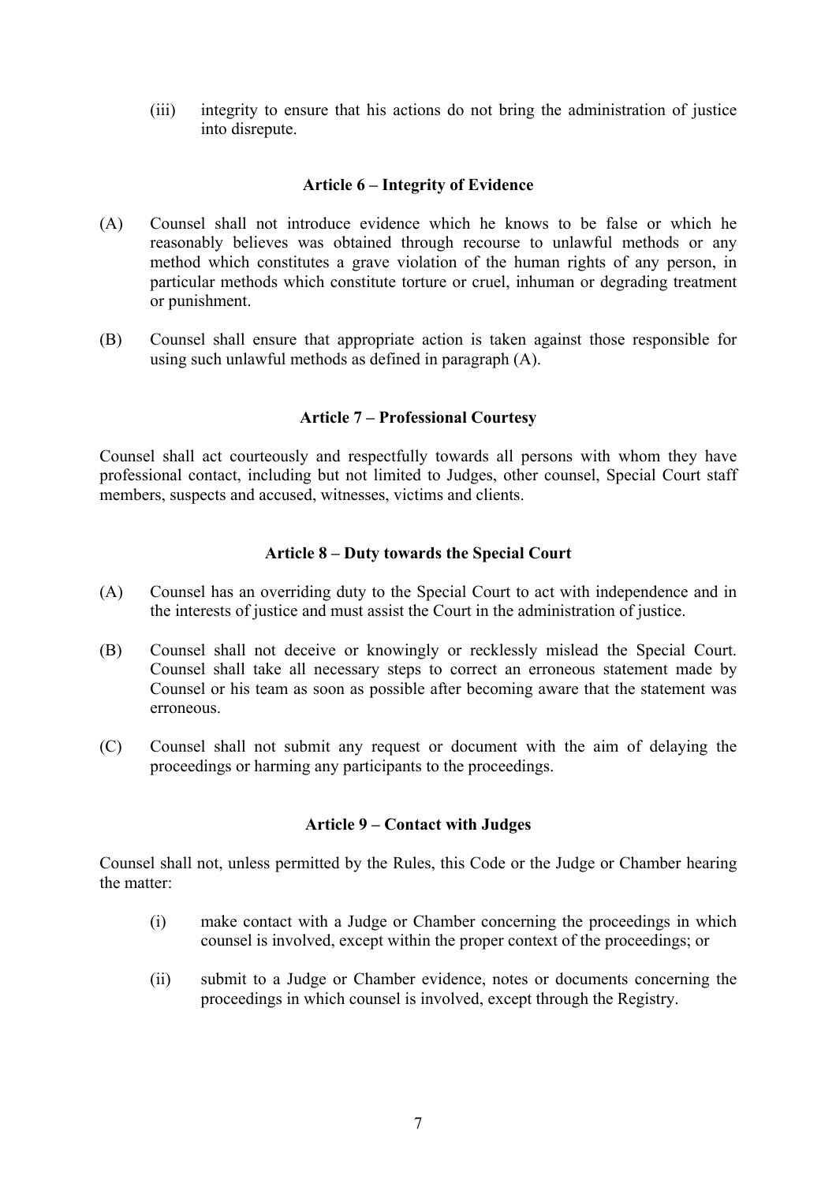(iii) integrity to ensure that his actions do not bring the administration of justice into disrepute.

### Article 6 – Integrity of Evidence

(A) Counsel shall not introduce evidence which he knows to be false or which he reasonably believes was obtained through recourse to unlawful methods or any method which constitutes a grave violation of the human rights of any person, in particular methods which constitute torture or cruel, inhuman or degrading treatment or punishment.

(B) Counsel shall ensure that appropriate action is taken against those responsible for using such unlawful methods as defined in paragraph (A).

### Article 7 – Professional Courtesy

Counsel shall act courteously and respectfully towards all persons with whom they have professional contact, including but not limited to Judges, other counsel, Special Court staff members, suspects and accused, witnesses, victims and clients.

### Article 8 – Duty towards the Special Court

(A) Counsel has an overriding duty to the Special Court to act with independence and in the interests of justice and must assist the Court in the administration of justice.

(B) Counsel shall not deceive or knowingly or recklessly mislead the Special Court. Counsel shall take all necessary steps to correct an erroneous statement made by Counsel or his team as soon as possible after becoming aware that the statement was erroneous.

(C) Counsel shall not submit any request or document with the aim of delaying the proceedings or harming any participants to the proceedings.

### Article 9 – Contact with Judges

Counsel shall not, unless permitted by the Rules, this Code or the Judge or Chamber hearing the matter:

(i) make contact with a Judge or Chamber concerning the proceedings in which counsel is involved, except within the proper context of the proceedings; or

(ii) submit to a Judge or Chamber evidence, notes or documents concerning the proceedings in which counsel is involved, except through the Registry.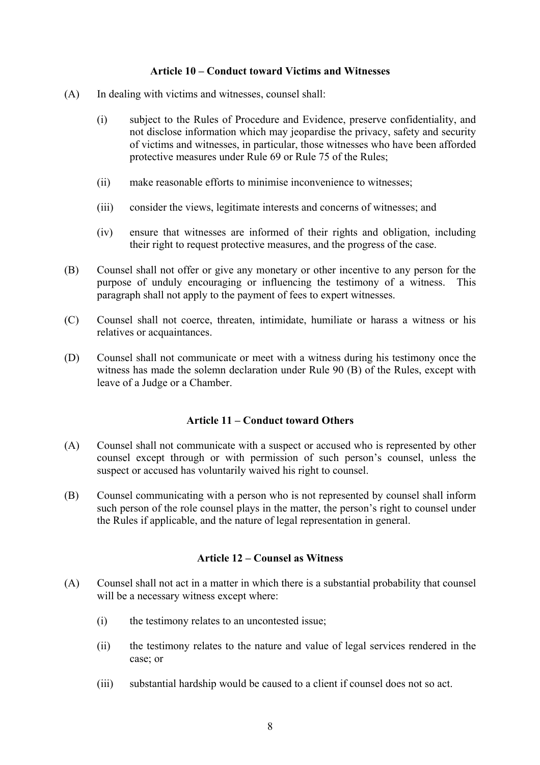**Article 10 – Conduct toward Victims and Witnesses**

(A) In dealing with victims and witnesses, counsel shall:

(i) subject to the Rules of Procedure and Evidence, preserve confidentiality, and not disclose information which may jeopardise the privacy, safety and security of victims and witnesses, in particular, those witnesses who have been afforded protective measures under Rule 69 or Rule 75 of the Rules;

(ii) make reasonable efforts to minimise inconvenience to witnesses;

(iii) consider the views, legitimate interests and concerns of witnesses; and

(iv) ensure that witnesses are informed of their rights and obligation, including their right to request protective measures, and the progress of the case.

(B) Counsel shall not offer or give any monetary or other incentive to any person for the purpose of unduly encouraging or influencing the testimony of a witness. This paragraph shall not apply to the payment of fees to expert witnesses.

(C) Counsel shall not coerce, threaten, intimidate, humiliate or harass a witness or his relatives or acquaintances.

(D) Counsel shall not communicate or meet with a witness during his testimony once the witness has made the solemn declaration under Rule 90 (B) of the Rules, except with leave of a Judge or a Chamber.

**Article 11 – Conduct toward Others**

(A) Counsel shall not communicate with a suspect or accused who is represented by other counsel except through or with permission of such person's counsel, unless the suspect or accused has voluntarily waived his right to counsel.

(B) Counsel communicating with a person who is not represented by counsel shall inform such person of the role counsel plays in the matter, the person's right to counsel under the Rules if applicable, and the nature of legal representation in general.

**Article 12 – Counsel as Witness**

(A) Counsel shall not act in a matter in which there is a substantial probability that counsel will be a necessary witness except where:

(i) the testimony relates to an uncontested issue;

(ii) the testimony relates to the nature and value of legal services rendered in the case; or

(iii) substantial hardship would be caused to a client if counsel does not so act.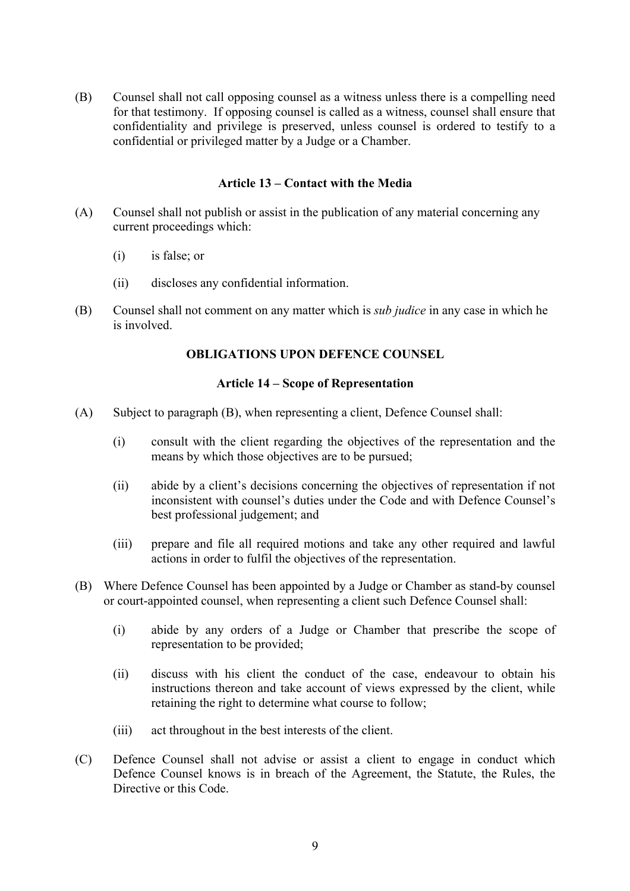(B) Counsel shall not call opposing counsel as a witness unless there is a compelling need for that testimony. If opposing counsel is called as a witness, counsel shall ensure that confidentiality and privilege is preserved, unless counsel is ordered to testify to a confidential or privileged matter by a Judge or a Chamber.

### Article 13 – Contact with the Media

(A) Counsel shall not publish or assist in the publication of any material concerning any current proceedings which:

- (i) is false; or
- (ii) discloses any confidential information.

(B) Counsel shall not comment on any matter which is *sub judice* in any case in which he is involved.

## OBLIGATIONS UPON DEFENCE COUNSEL

### Article 14 – Scope of Representation

(A) Subject to paragraph (B), when representing a client, Defence Counsel shall:

- (i) consult with the client regarding the objectives of the representation and the means by which those objectives are to be pursued;
- (ii) abide by a client's decisions concerning the objectives of representation if not inconsistent with counsel's duties under the Code and with Defence Counsel's best professional judgement; and
- (iii) prepare and file all required motions and take any other required and lawful actions in order to fulfil the objectives of the representation.

(B) Where Defence Counsel has been appointed by a Judge or Chamber as stand-by counsel or court-appointed counsel, when representing a client such Defence Counsel shall:

- (i) abide by any orders of a Judge or Chamber that prescribe the scope of representation to be provided;
- (ii) discuss with his client the conduct of the case, endeavour to obtain his instructions thereon and take account of views expressed by the client, while retaining the right to determine what course to follow;
- (iii) act throughout in the best interests of the client.

(C) Defence Counsel shall not advise or assist a client to engage in conduct which Defence Counsel knows is in breach of the Agreement, the Statute, the Rules, the Directive or this Code.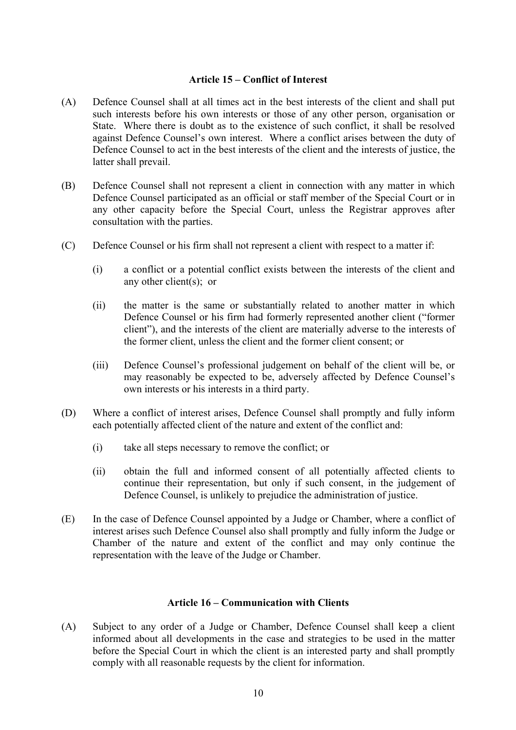### Article 15 – Conflict of Interest

(A) Defence Counsel shall at all times act in the best interests of the client and shall put such interests before his own interests or those of any other person, organisation or State. Where there is doubt as to the existence of such conflict, it shall be resolved against Defence Counsel's own interest. Where a conflict arises between the duty of Defence Counsel to act in the best interests of the client and the interests of justice, the latter shall prevail.

(B) Defence Counsel shall not represent a client in connection with any matter in which Defence Counsel participated as an official or staff member of the Special Court or in any other capacity before the Special Court, unless the Registrar approves after consultation with the parties.

(C) Defence Counsel or his firm shall not represent a client with respect to a matter if:

(i) a conflict or a potential conflict exists between the interests of the client and any other client(s); or

(ii) the matter is the same or substantially related to another matter in which Defence Counsel or his firm had formerly represented another client ("former client"), and the interests of the client are materially adverse to the interests of the former client, unless the client and the former client consent; or

(iii) Defence Counsel's professional judgement on behalf of the client will be, or may reasonably be expected to be, adversely affected by Defence Counsel's own interests or his interests in a third party.

(D) Where a conflict of interest arises, Defence Counsel shall promptly and fully inform each potentially affected client of the nature and extent of the conflict and:

(i) take all steps necessary to remove the conflict; or

(ii) obtain the full and informed consent of all potentially affected clients to continue their representation, but only if such consent, in the judgement of Defence Counsel, is unlikely to prejudice the administration of justice.

(E) In the case of Defence Counsel appointed by a Judge or Chamber, where a conflict of interest arises such Defence Counsel also shall promptly and fully inform the Judge or Chamber of the nature and extent of the conflict and may only continue the representation with the leave of the Judge or Chamber.

### Article 16 – Communication with Clients

(A) Subject to any order of a Judge or Chamber, Defence Counsel shall keep a client informed about all developments in the case and strategies to be used in the matter before the Special Court in which the client is an interested party and shall promptly comply with all reasonable requests by the client for information.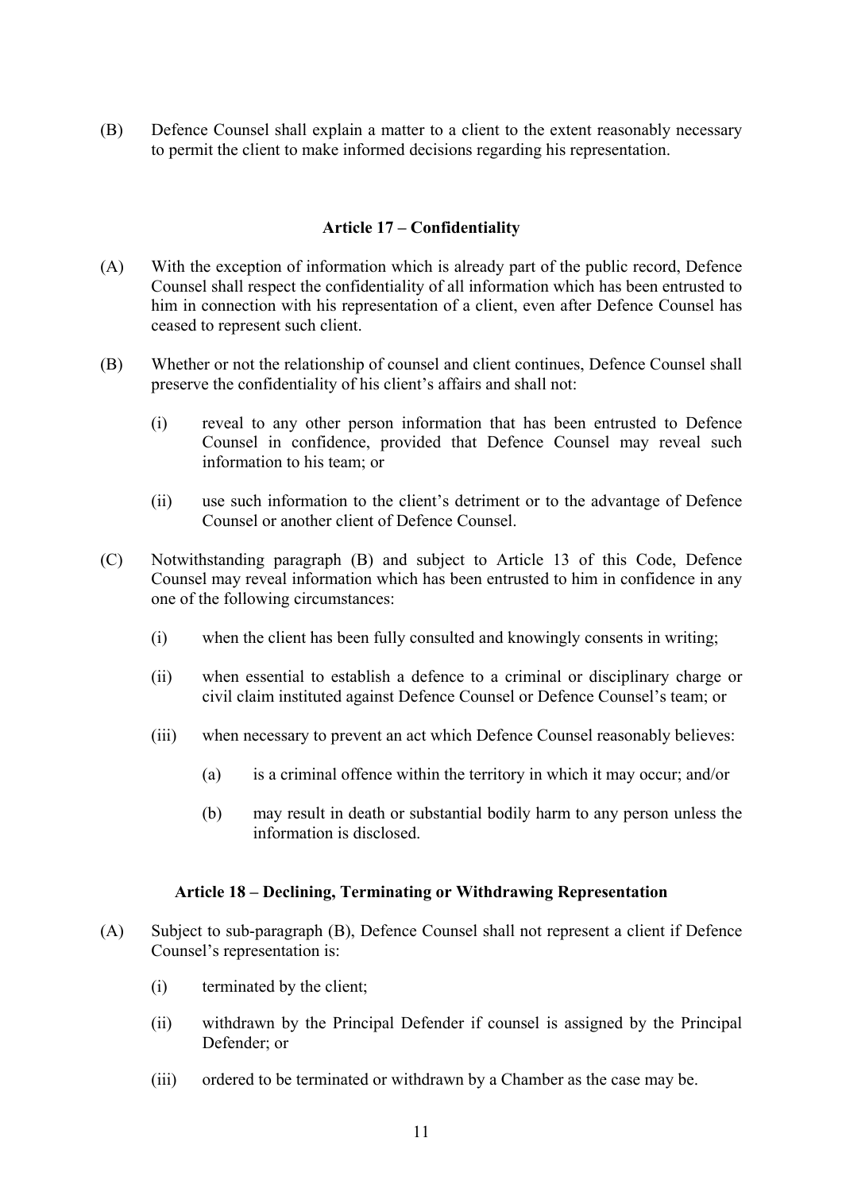(B) Defence Counsel shall explain a matter to a client to the extent reasonably necessary to permit the client to make informed decisions regarding his representation.

### Article 17 – Confidentiality

(A) With the exception of information which is already part of the public record, Defence Counsel shall respect the confidentiality of all information which has been entrusted to him in connection with his representation of a client, even after Defence Counsel has ceased to represent such client.

(B) Whether or not the relationship of counsel and client continues, Defence Counsel shall preserve the confidentiality of his client's affairs and shall not:

  (i) reveal to any other person information that has been entrusted to Defence Counsel in confidence, provided that Defence Counsel may reveal such information to his team; or

  (ii) use such information to the client's detriment or to the advantage of Defence Counsel or another client of Defence Counsel.

(C) Notwithstanding paragraph (B) and subject to Article 13 of this Code, Defence Counsel may reveal information which has been entrusted to him in confidence in any one of the following circumstances:

  (i) when the client has been fully consulted and knowingly consents in writing;

  (ii) when essential to establish a defence to a criminal or disciplinary charge or civil claim instituted against Defence Counsel or Defence Counsel's team; or

  (iii) when necessary to prevent an act which Defence Counsel reasonably believes:

    (a) is a criminal offence within the territory in which it may occur; and/or

    (b) may result in death or substantial bodily harm to any person unless the information is disclosed.

### Article 18 – Declining, Terminating or Withdrawing Representation

(A) Subject to sub-paragraph (B), Defence Counsel shall not represent a client if Defence Counsel's representation is:

  (i) terminated by the client;

  (ii) withdrawn by the Principal Defender if counsel is assigned by the Principal Defender; or

  (iii) ordered to be terminated or withdrawn by a Chamber as the case may be.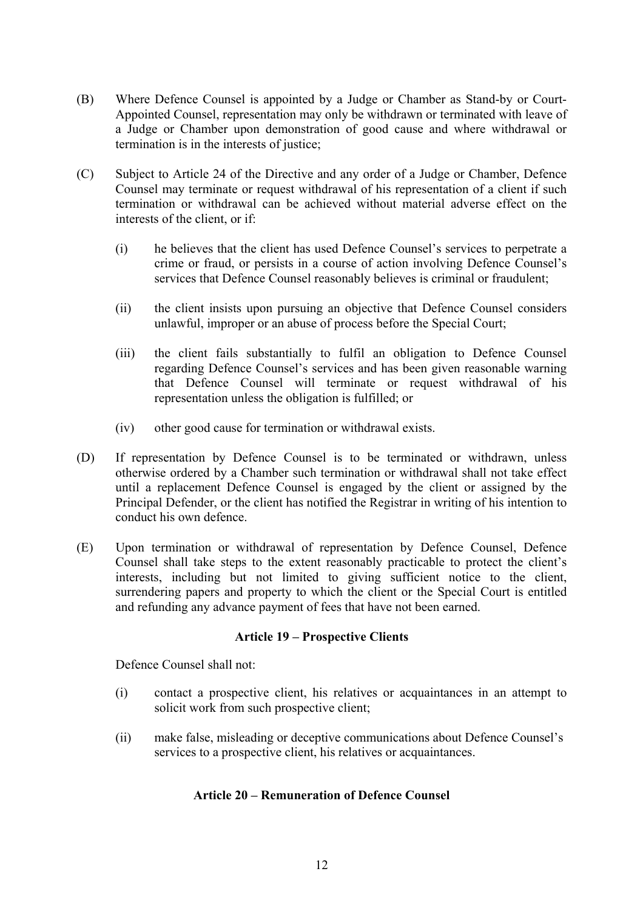(B) Where Defence Counsel is appointed by a Judge or Chamber as Stand-by or Court-Appointed Counsel, representation may only be withdrawn or terminated with leave of a Judge or Chamber upon demonstration of good cause and where withdrawal or termination is in the interests of justice;

(C) Subject to Article 24 of the Directive and any order of a Judge or Chamber, Defence Counsel may terminate or request withdrawal of his representation of a client if such termination or withdrawal can be achieved without material adverse effect on the interests of the client, or if:

- (i) he believes that the client has used Defence Counsel's services to perpetrate a crime or fraud, or persists in a course of action involving Defence Counsel's services that Defence Counsel reasonably believes is criminal or fraudulent;
- (ii) the client insists upon pursuing an objective that Defence Counsel considers unlawful, improper or an abuse of process before the Special Court;
- (iii) the client fails substantially to fulfil an obligation to Defence Counsel regarding Defence Counsel's services and has been given reasonable warning that Defence Counsel will terminate or request withdrawal of his representation unless the obligation is fulfilled; or
- (iv) other good cause for termination or withdrawal exists.

(D) If representation by Defence Counsel is to be terminated or withdrawn, unless otherwise ordered by a Chamber such termination or withdrawal shall not take effect until a replacement Defence Counsel is engaged by the client or assigned by the Principal Defender, or the client has notified the Registrar in writing of his intention to conduct his own defence.

(E) Upon termination or withdrawal of representation by Defence Counsel, Defence Counsel shall take steps to the extent reasonably practicable to protect the client's interests, including but not limited to giving sufficient notice to the client, surrendering papers and property to which the client or the Special Court is entitled and refunding any advance payment of fees that have not been earned.

### Article 19 – Prospective Clients

Defence Counsel shall not:

- (i) contact a prospective client, his relatives or acquaintances in an attempt to solicit work from such prospective client;
- (ii) make false, misleading or deceptive communications about Defence Counsel's services to a prospective client, his relatives or acquaintances.

### Article 20 – Remuneration of Defence Counsel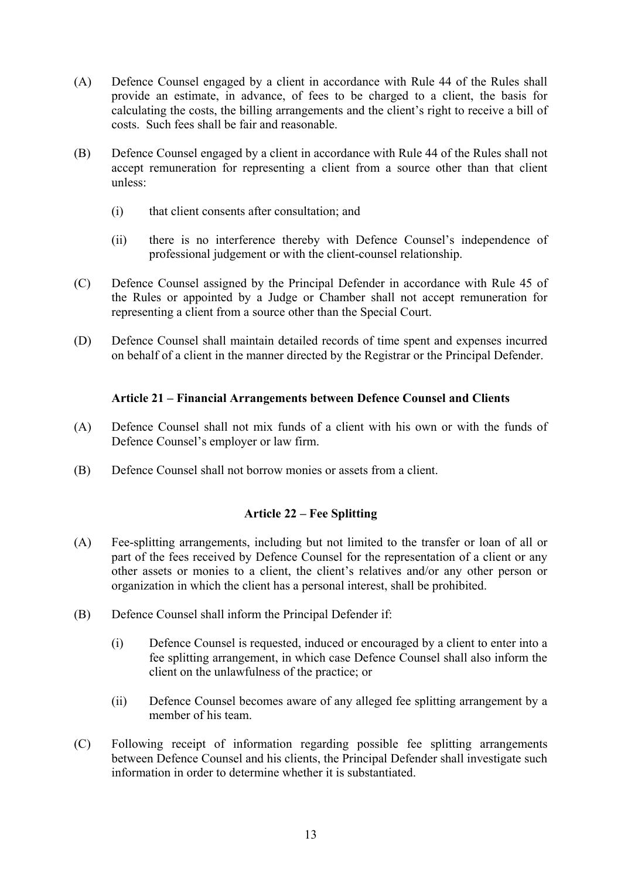(A) Defence Counsel engaged by a client in accordance with Rule 44 of the Rules shall provide an estimate, in advance, of fees to be charged to a client, the basis for calculating the costs, the billing arrangements and the client's right to receive a bill of costs. Such fees shall be fair and reasonable.

(B) Defence Counsel engaged by a client in accordance with Rule 44 of the Rules shall not accept remuneration for representing a client from a source other than that client unless:

   (i) that client consents after consultation; and

   (ii) there is no interference thereby with Defence Counsel's independence of professional judgement or with the client-counsel relationship.

(C) Defence Counsel assigned by the Principal Defender in accordance with Rule 45 of the Rules or appointed by a Judge or Chamber shall not accept remuneration for representing a client from a source other than the Special Court.

(D) Defence Counsel shall maintain detailed records of time spent and expenses incurred on behalf of a client in the manner directed by the Registrar or the Principal Defender.

### Article 21 – Financial Arrangements between Defence Counsel and Clients

(A) Defence Counsel shall not mix funds of a client with his own or with the funds of Defence Counsel's employer or law firm.

(B) Defence Counsel shall not borrow monies or assets from a client.

### Article 22 – Fee Splitting

(A) Fee-splitting arrangements, including but not limited to the transfer or loan of all or part of the fees received by Defence Counsel for the representation of a client or any other assets or monies to a client, the client's relatives and/or any other person or organization in which the client has a personal interest, shall be prohibited.

(B) Defence Counsel shall inform the Principal Defender if:

   (i) Defence Counsel is requested, induced or encouraged by a client to enter into a fee splitting arrangement, in which case Defence Counsel shall also inform the client on the unlawfulness of the practice; or

   (ii) Defence Counsel becomes aware of any alleged fee splitting arrangement by a member of his team.

(C) Following receipt of information regarding possible fee splitting arrangements between Defence Counsel and his clients, the Principal Defender shall investigate such information in order to determine whether it is substantiated.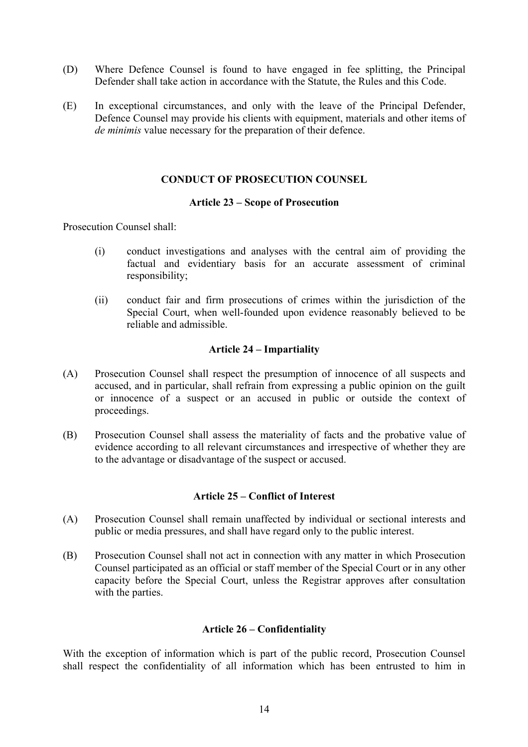(D) Where Defence Counsel is found to have engaged in fee splitting, the Principal Defender shall take action in accordance with the Statute, the Rules and this Code.

(E) In exceptional circumstances, and only with the leave of the Principal Defender, Defence Counsel may provide his clients with equipment, materials and other items of *de minimis* value necessary for the preparation of their defence.

## CONDUCT OF PROSECUTION COUNSEL

### Article 23 – Scope of Prosecution

Prosecution Counsel shall:

(i) conduct investigations and analyses with the central aim of providing the factual and evidentiary basis for an accurate assessment of criminal responsibility;

(ii) conduct fair and firm prosecutions of crimes within the jurisdiction of the Special Court, when well-founded upon evidence reasonably believed to be reliable and admissible.

### Article 24 – Impartiality

(A) Prosecution Counsel shall respect the presumption of innocence of all suspects and accused, and in particular, shall refrain from expressing a public opinion on the guilt or innocence of a suspect or an accused in public or outside the context of proceedings.

(B) Prosecution Counsel shall assess the materiality of facts and the probative value of evidence according to all relevant circumstances and irrespective of whether they are to the advantage or disadvantage of the suspect or accused.

### Article 25 – Conflict of Interest

(A) Prosecution Counsel shall remain unaffected by individual or sectional interests and public or media pressures, and shall have regard only to the public interest.

(B) Prosecution Counsel shall not act in connection with any matter in which Prosecution Counsel participated as an official or staff member of the Special Court or in any other capacity before the Special Court, unless the Registrar approves after consultation with the parties.

### Article 26 – Confidentiality

With the exception of information which is part of the public record, Prosecution Counsel shall respect the confidentiality of all information which has been entrusted to him in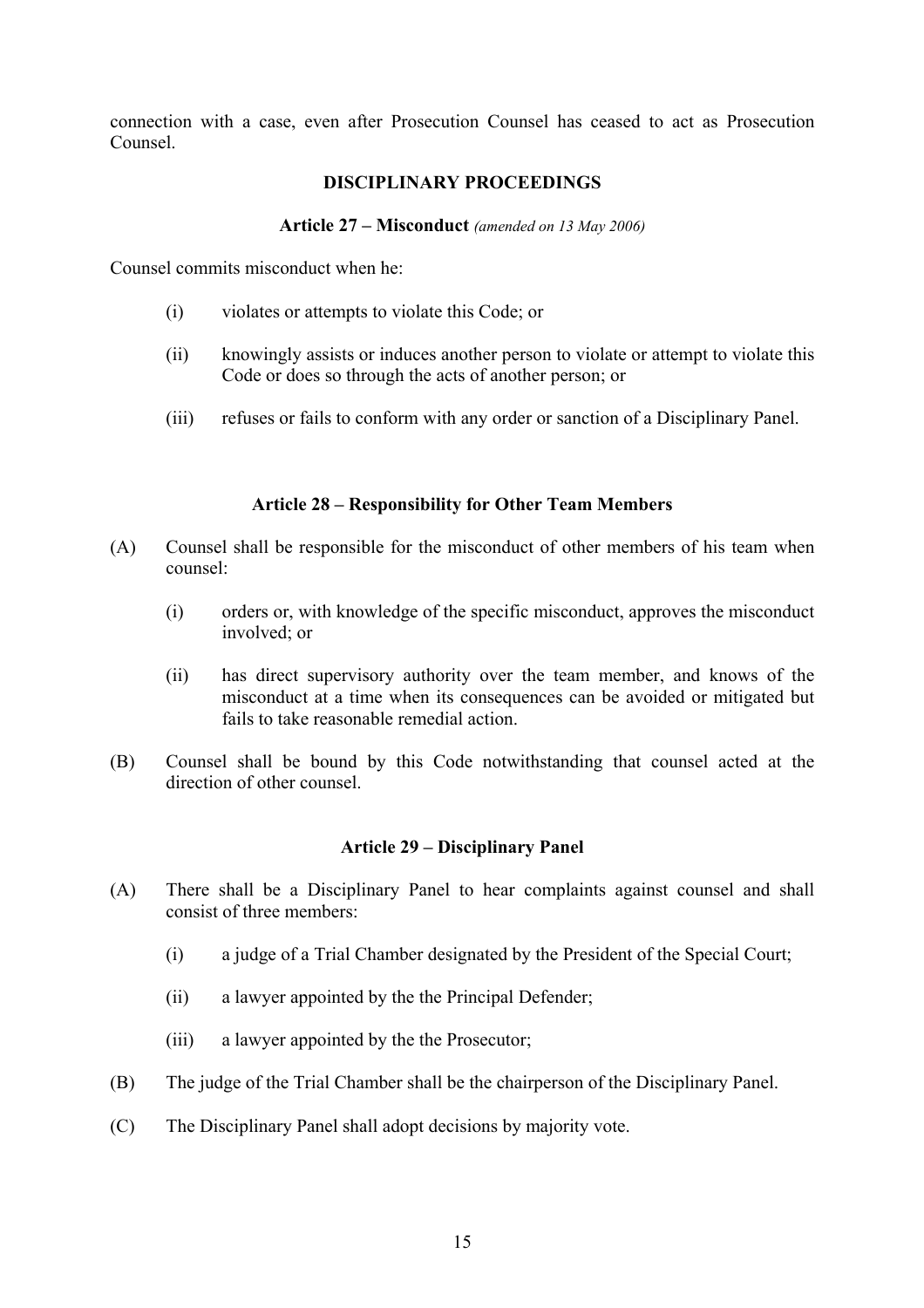connection with a case, even after Prosecution Counsel has ceased to act as Prosecution Counsel.

## DISCIPLINARY PROCEEDINGS

### Article 27 – Misconduct *(amended on 13 May 2006)*

Counsel commits misconduct when he:

(i) violates or attempts to violate this Code; or

(ii) knowingly assists or induces another person to violate or attempt to violate this Code or does so through the acts of another person; or

(iii) refuses or fails to conform with any order or sanction of a Disciplinary Panel.

### Article 28 – Responsibility for Other Team Members

(A) Counsel shall be responsible for the misconduct of other members of his team when counsel:

(i) orders or, with knowledge of the specific misconduct, approves the misconduct involved; or

(ii) has direct supervisory authority over the team member, and knows of the misconduct at a time when its consequences can be avoided or mitigated but fails to take reasonable remedial action.

(B) Counsel shall be bound by this Code notwithstanding that counsel acted at the direction of other counsel.

### Article 29 – Disciplinary Panel

(A) There shall be a Disciplinary Panel to hear complaints against counsel and shall consist of three members:

(i) a judge of a Trial Chamber designated by the President of the Special Court;

(ii) a lawyer appointed by the the Principal Defender;

(iii) a lawyer appointed by the the Prosecutor;

(B) The judge of the Trial Chamber shall be the chairperson of the Disciplinary Panel.

(C) The Disciplinary Panel shall adopt decisions by majority vote.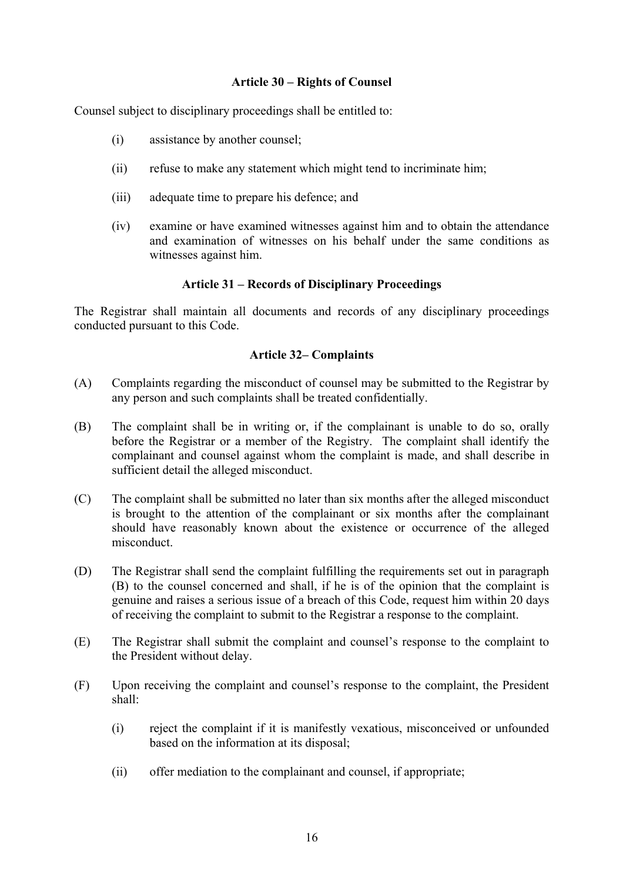### Article 30 – Rights of Counsel

Counsel subject to disciplinary proceedings shall be entitled to:

(i) assistance by another counsel;

(ii) refuse to make any statement which might tend to incriminate him;

(iii) adequate time to prepare his defence; and

(iv) examine or have examined witnesses against him and to obtain the attendance and examination of witnesses on his behalf under the same conditions as witnesses against him.

### Article 31 – Records of Disciplinary Proceedings

The Registrar shall maintain all documents and records of any disciplinary proceedings conducted pursuant to this Code.

### Article 32– Complaints

(A) Complaints regarding the misconduct of counsel may be submitted to the Registrar by any person and such complaints shall be treated confidentially.

(B) The complaint shall be in writing or, if the complainant is unable to do so, orally before the Registrar or a member of the Registry. The complaint shall identify the complainant and counsel against whom the complaint is made, and shall describe in sufficient detail the alleged misconduct.

(C) The complaint shall be submitted no later than six months after the alleged misconduct is brought to the attention of the complainant or six months after the complainant should have reasonably known about the existence or occurrence of the alleged misconduct.

(D) The Registrar shall send the complaint fulfilling the requirements set out in paragraph (B) to the counsel concerned and shall, if he is of the opinion that the complaint is genuine and raises a serious issue of a breach of this Code, request him within 20 days of receiving the complaint to submit to the Registrar a response to the complaint.

(E) The Registrar shall submit the complaint and counsel's response to the complaint to the President without delay.

(F) Upon receiving the complaint and counsel's response to the complaint, the President shall:

(i) reject the complaint if it is manifestly vexatious, misconceived or unfounded based on the information at its disposal;

(ii) offer mediation to the complainant and counsel, if appropriate;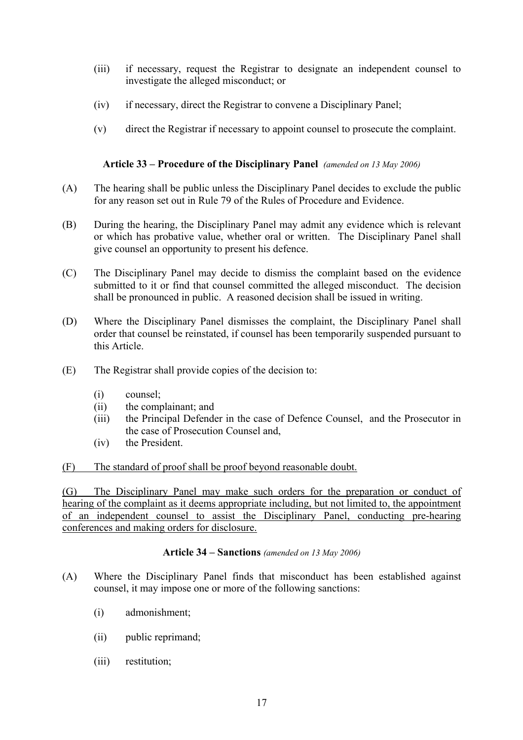(iii) if necessary, request the Registrar to designate an independent counsel to investigate the alleged misconduct; or

(iv) if necessary, direct the Registrar to convene a Disciplinary Panel;

(v) direct the Registrar if necessary to appoint counsel to prosecute the complaint.

**Article 33 – Procedure of the Disciplinary Panel** *(amended on 13 May 2006)*

(A) The hearing shall be public unless the Disciplinary Panel decides to exclude the public for any reason set out in Rule 79 of the Rules of Procedure and Evidence.

(B) During the hearing, the Disciplinary Panel may admit any evidence which is relevant or which has probative value, whether oral or written. The Disciplinary Panel shall give counsel an opportunity to present his defence.

(C) The Disciplinary Panel may decide to dismiss the complaint based on the evidence submitted to it or find that counsel committed the alleged misconduct. The decision shall be pronounced in public. A reasoned decision shall be issued in writing.

(D) Where the Disciplinary Panel dismisses the complaint, the Disciplinary Panel shall order that counsel be reinstated, if counsel has been temporarily suspended pursuant to this Article.

(E) The Registrar shall provide copies of the decision to:

- (i) counsel;
- (ii) the complainant; and
- (iii) the Principal Defender in the case of Defence Counsel, and the Prosecutor in the case of Prosecution Counsel and,
- (iv) the President.

<u>(F) The standard of proof shall be proof beyond reasonable doubt.</u>

<u>(G) The Disciplinary Panel may make such orders for the preparation or conduct of hearing of the complaint as it deems appropriate including, but not limited to, the appointment of an independent counsel to assist the Disciplinary Panel, conducting pre-hearing conferences and making orders for disclosure.</u>

**Article 34 – Sanctions** *(amended on 13 May 2006)*

(A) Where the Disciplinary Panel finds that misconduct has been established against counsel, it may impose one or more of the following sanctions:

- (i) admonishment;
- (ii) public reprimand;
- (iii) restitution;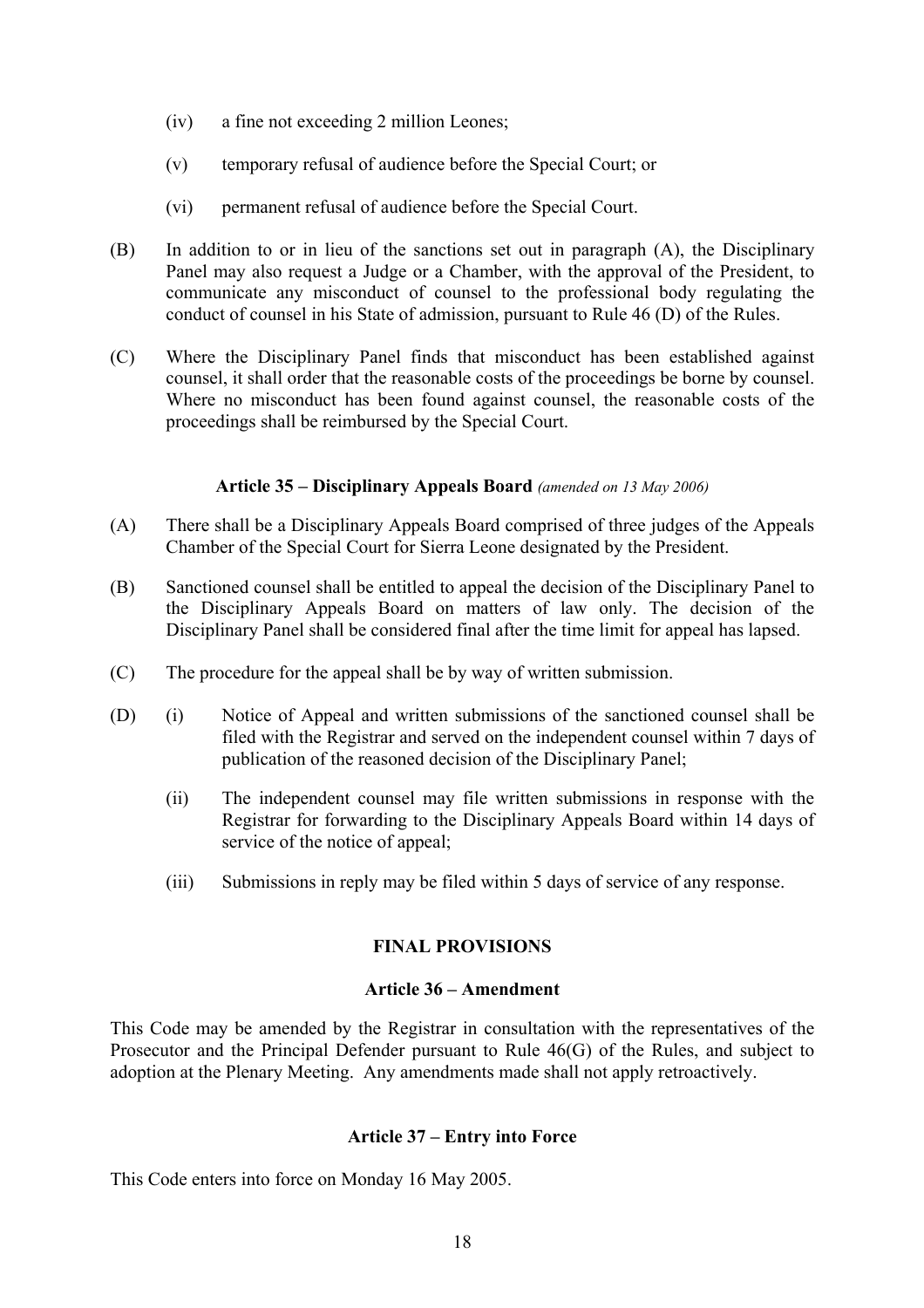(iv) a fine not exceeding 2 million Leones;

(v) temporary refusal of audience before the Special Court; or

(vi) permanent refusal of audience before the Special Court.

(B) In addition to or in lieu of the sanctions set out in paragraph (A), the Disciplinary Panel may also request a Judge or a Chamber, with the approval of the President, to communicate any misconduct of counsel to the professional body regulating the conduct of counsel in his State of admission, pursuant to Rule 46 (D) of the Rules.

(C) Where the Disciplinary Panel finds that misconduct has been established against counsel, it shall order that the reasonable costs of the proceedings be borne by counsel. Where no misconduct has been found against counsel, the reasonable costs of the proceedings shall be reimbursed by the Special Court.

### Article 35 – Disciplinary Appeals Board *(amended on 13 May 2006)*

(A) There shall be a Disciplinary Appeals Board comprised of three judges of the Appeals Chamber of the Special Court for Sierra Leone designated by the President.

(B) Sanctioned counsel shall be entitled to appeal the decision of the Disciplinary Panel to the Disciplinary Appeals Board on matters of law only. The decision of the Disciplinary Panel shall be considered final after the time limit for appeal has lapsed.

(C) The procedure for the appeal shall be by way of written submission.

(D) (i) Notice of Appeal and written submissions of the sanctioned counsel shall be filed with the Registrar and served on the independent counsel within 7 days of publication of the reasoned decision of the Disciplinary Panel;

(ii) The independent counsel may file written submissions in response with the Registrar for forwarding to the Disciplinary Appeals Board within 14 days of service of the notice of appeal;

(iii) Submissions in reply may be filed within 5 days of service of any response.

## FINAL PROVISIONS

### Article 36 – Amendment

This Code may be amended by the Registrar in consultation with the representatives of the Prosecutor and the Principal Defender pursuant to Rule 46(G) of the Rules, and subject to adoption at the Plenary Meeting. Any amendments made shall not apply retroactively.

### Article 37 – Entry into Force

This Code enters into force on Monday 16 May 2005.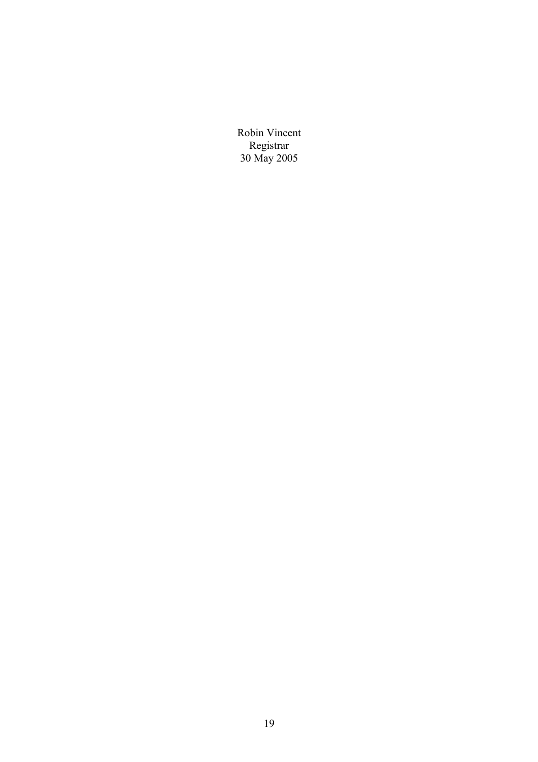Robin Vincent  
Registrar  
30 May 2005